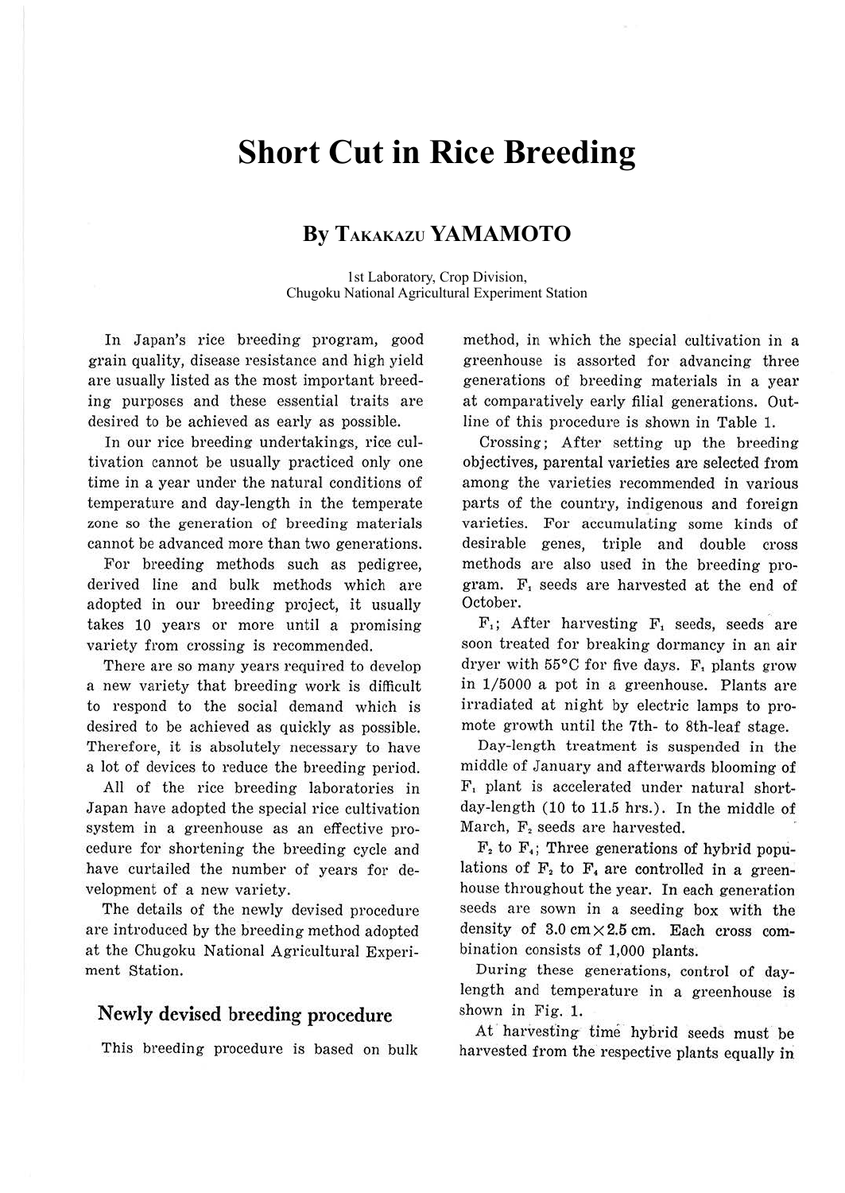# Short Cut in Rice Breeding

## By Takakazu YAMAMOTO

1st Laboratory, Crop Division,
Chugoku National Agricultural Experiment Station

In Japan's rice breeding program, good grain quality, disease resistance and high yield are usually listed as the most important breeding purposes and these essential traits are desired to be achieved as early as possible.

In our rice breeding undertakings, rice cultivation cannot be usually practiced only one time in a year under the natural conditions of temperature and day-length in the temperate zone so the generation of breeding materials cannot be advanced more than two generations.

For breeding methods such as pedigree, derived line and bulk methods which are adopted in our breeding project, it usually takes 10 years or more until a promising variety from crossing is recommended.

There are so many years required to develop a new variety that breeding work is difficult to respond to the social demand which is desired to be achieved as quickly as possible. Therefore, it is absolutely necessary to have a lot of devices to reduce the breeding period.

All of the rice breeding laboratories in Japan have adopted the special rice cultivation system in a greenhouse as an effective procedure for shortening the breeding cycle and have curtailed the number of years for development of a new variety.

The details of the newly devised procedure are introduced by the breeding method adopted at the Chugoku National Agricultural Experiment Station.

## Newly devised breeding procedure

This breeding procedure is based on bulk method, in which the special cultivation in a greenhouse is assorted for advancing three generations of breeding materials in a year at comparatively early filial generations. Outline of this procedure is shown in Table 1.

Crossing; After setting up the breeding objectives, parental varieties are selected from among the varieties recommended in various parts of the country, indigenous and foreign varieties. For accumulating some kinds of desirable genes, triple and double cross methods are also used in the breeding program. $F_1$ seeds are harvested at the end of October.

$F_1$; After harvesting $F_1$ seeds, seeds are soon treated for breaking dormancy in an air dryer with 55°C for five days. $F_1$ plants grow in 1/5000 a pot in a greenhouse. Plants are irradiated at night by electric lamps to promote growth until the 7th- to 8th-leaf stage.

Day-length treatment is suspended in the middle of January and afterwards blooming of $F_1$ plant is accelerated under natural short-day-length (10 to 11.5 hrs.). In the middle of March, $F_2$ seeds are harvested.

$F_2$ to $F_4$; Three generations of hybrid populations of $F_2$ to $F_4$ are controlled in a greenhouse throughout the year. In each generation seeds are sown in a seeding box with the density of 3.0 cm × 2.5 cm. Each cross combination consists of 1,000 plants.

During these generations, control of day-length and temperature in a greenhouse is shown in Fig. 1.

At harvesting time hybrid seeds must be harvested from the respective plants equally in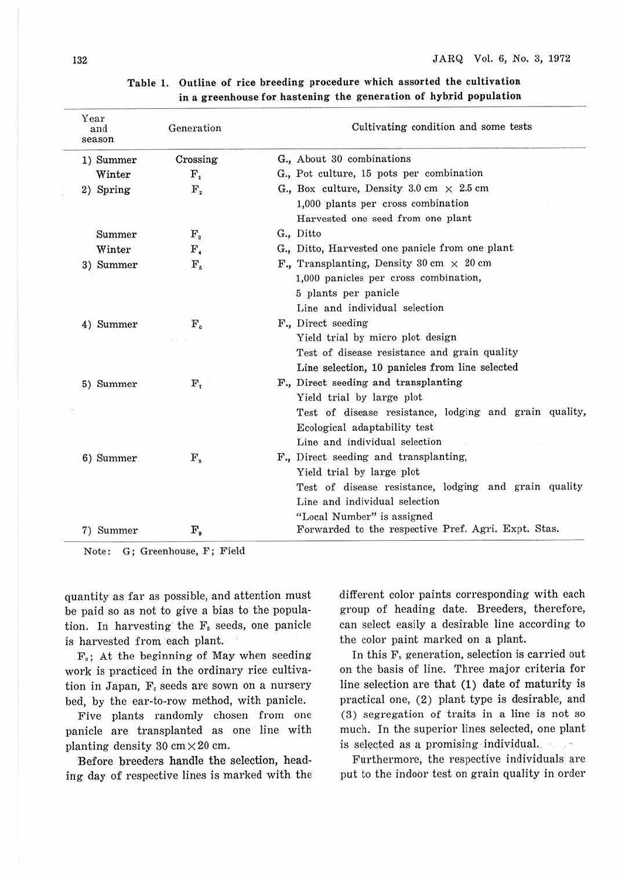**Table 1. Outline of rice breeding procedure which assorted the cultivation in a greenhouse for hastening the generation of hybrid population**

| Year and season | Generation | Cultivating condition and some tests |
|---|---|---|
| 1) Summer | Crossing | G., About 30 combinations |
| Winter | $F_1$ | G., Pot culture, 15 pots per combination |
| 2) Spring | $F_2$ | G., Box culture, Density 3.0 cm × 2.5 cm<br>1,000 plants per cross combination<br>Harvested one seed from one plant |
| Summer | $F_3$ | G., Ditto |
| Winter | $F_4$ | G., Ditto, Harvested one panicle from one plant |
| 3) Summer | $F_5$ | F., Transplanting, Density 30 cm × 20 cm<br>1,000 panicles per cross combination,<br>5 plants per panicle<br>Line and individual selection |
| 4) Summer | $F_6$ | F., Direct seeding<br>Yield trial by micro plot design<br>Test of disease resistance and grain quality<br>Line selection, 10 panicles from line selected |
| 5) Summer | $F_7$ | F., Direct seeding and transplanting<br>Yield trial by large plot<br>Test of disease resistance, lodging and grain quality,<br>Ecological adaptability test<br>Line and individual selection |
| 6) Summer | $F_8$ | F., Direct seeding and transplanting,<br>Yield trial by large plot<br>Test of disease resistance, lodging and grain quality<br>Line and individual selection<br>"Local Number" is assigned |
| 7) Summer | $F_9$ | Forwarded to the respective Pref. Agri. Expt. Stas. |

Note: G; Greenhouse, F; Field

quantity as far as possible, and attention must be paid so as not to give a bias to the population. In harvesting the $F_5$ seeds, one panicle is harvested from each plant.

$F_5$; At the beginning of May when seeding work is practiced in the ordinary rice cultivation in Japan, $F_5$ seeds are sown on a nursery bed, by the ear-to-row method, with panicle.

Five plants randomly chosen from one panicle are transplanted as one line with planting density 30 cm × 20 cm.

Before breeders handle the selection, heading day of respective lines is marked with the different color paints corresponding with each group of heading date. Breeders, therefore, can select easily a desirable line according to the color paint marked on a plant.

In this $F_5$ generation, selection is carried out on the basis of line. Three major criteria for line selection are that (1) date of maturity is practical one, (2) plant type is desirable, and (3) segregation of traits in a line is not so much. In the superior lines selected, one plant is selected as a promising individual.

Furthermore, the respective individuals are put to the indoor test on grain quality in order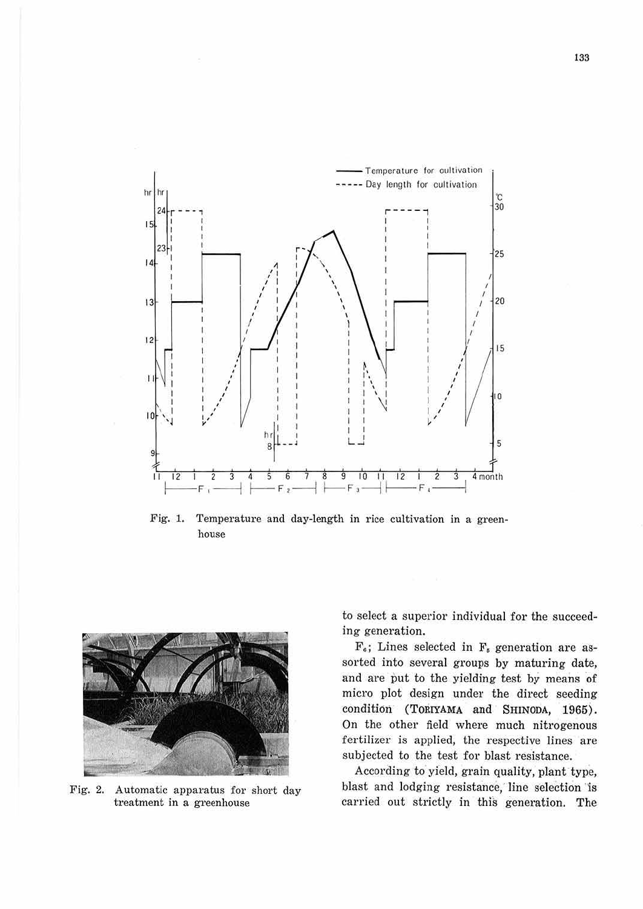Fig. 1. Temperature and day-length in rice cultivation in a greenhouse

Fig. 2. Automatic apparatus for short day treatment in a greenhouse

to select a superior individual for the succeeding generation.

$F_6$; Lines selected in $F_5$ generation are assorted into several groups by maturing date, and are put to the yielding test by means of micro plot design under the direct seeding condition (TORIYAMA and SHINODA, 1965). On the other field where much nitrogenous fertilizer is applied, the respective lines are subjected to the test for blast resistance.

According to yield, grain quality, plant type, blast and lodging resistance, line selection is carried out strictly in this generation. The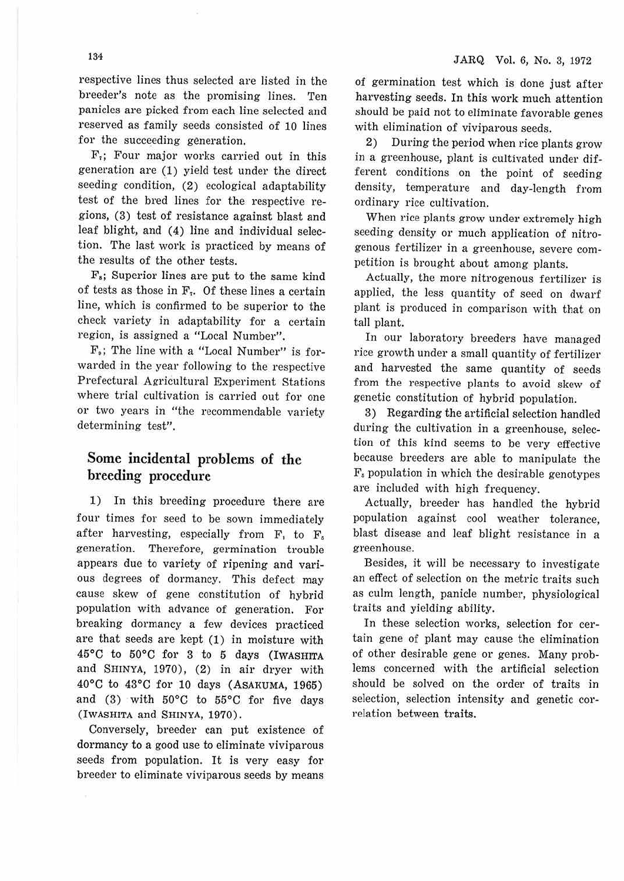respective lines thus selected are listed in the breeder's note as the promising lines. Ten panicles are picked from each line selected and reserved as family seeds consisted of 10 lines for the succeeding generation.

$F_7$; Four major works carried out in this generation are (1) yield test under the direct seeding condition, (2) ecological adaptability test of the bred lines for the respective regions, (3) test of resistance against blast and leaf blight, and (4) line and individual selection. The last work is practiced by means of the results of the other tests.

$F_8$; Superior lines are put to the same kind of tests as those in $F_7$. Of these lines a certain line, which is confirmed to be superior to the check variety in adaptability for a certain region, is assigned a "Local Number".

$F_9$; The line with a "Local Number" is forwarded in the year following to the respective Prefectural Agricultural Experiment Stations where trial cultivation is carried out for one or two years in "the recommendable variety determining test".

## Some incidental problems of the breeding procedure

1) In this breeding procedure there are four times for seed to be sown immediately after harvesting, especially from $F_1$ to $F_5$ generation. Therefore, germination trouble appears due to variety of ripening and various degrees of dormancy. This defect may cause skew of gene constitution of hybrid population with advance of generation. For breaking dormancy a few devices practiced are that seeds are kept (1) in moisture with 45°C to 50°C for 3 to 5 days (Iwashita and Shinya, 1970), (2) in air dryer with 40°C to 43°C for 10 days (Asakuma, 1965) and (3) with 50°C to 55°C for five days (Iwashita and Shinya, 1970).

Conversely, breeder can put existence of dormancy to a good use to eliminate viviparous seeds from population. It is very easy for breeder to eliminate viviparous seeds by means of germination test which is done just after harvesting seeds. In this work much attention should be paid not to eliminate favorable genes with elimination of viviparous seeds.

2) During the period when rice plants grow in a greenhouse, plant is cultivated under different conditions on the point of seeding density, temperature and day-length from ordinary rice cultivation.

When rice plants grow under extremely high seeding density or much application of nitrogenous fertilizer in a greenhouse, severe competition is brought about among plants.

Actually, the more nitrogenous fertilizer is applied, the less quantity of seed on dwarf plant is produced in comparison with that on tall plant.

In our laboratory breeders have managed rice growth under a small quantity of fertilizer and harvested the same quantity of seeds from the respective plants to avoid skew of genetic constitution of hybrid population.

3) Regarding the artificial selection handled during the cultivation in a greenhouse, selection of this kind seems to be very effective because breeders are able to manipulate the $F_5$ population in which the desirable genotypes are included with high frequency.

Actually, breeder has handled the hybrid population against cool weather tolerance, blast disease and leaf blight resistance in a greenhouse.

Besides, it will be necessary to investigate an effect of selection on the metric traits such as culm length, panicle number, physiological traits and yielding ability.

In these selection works, selection for certain gene of plant may cause the elimination of other desirable gene or genes. Many problems concerned with the artificial selection should be solved on the order of traits in selection, selection intensity and genetic correlation between traits.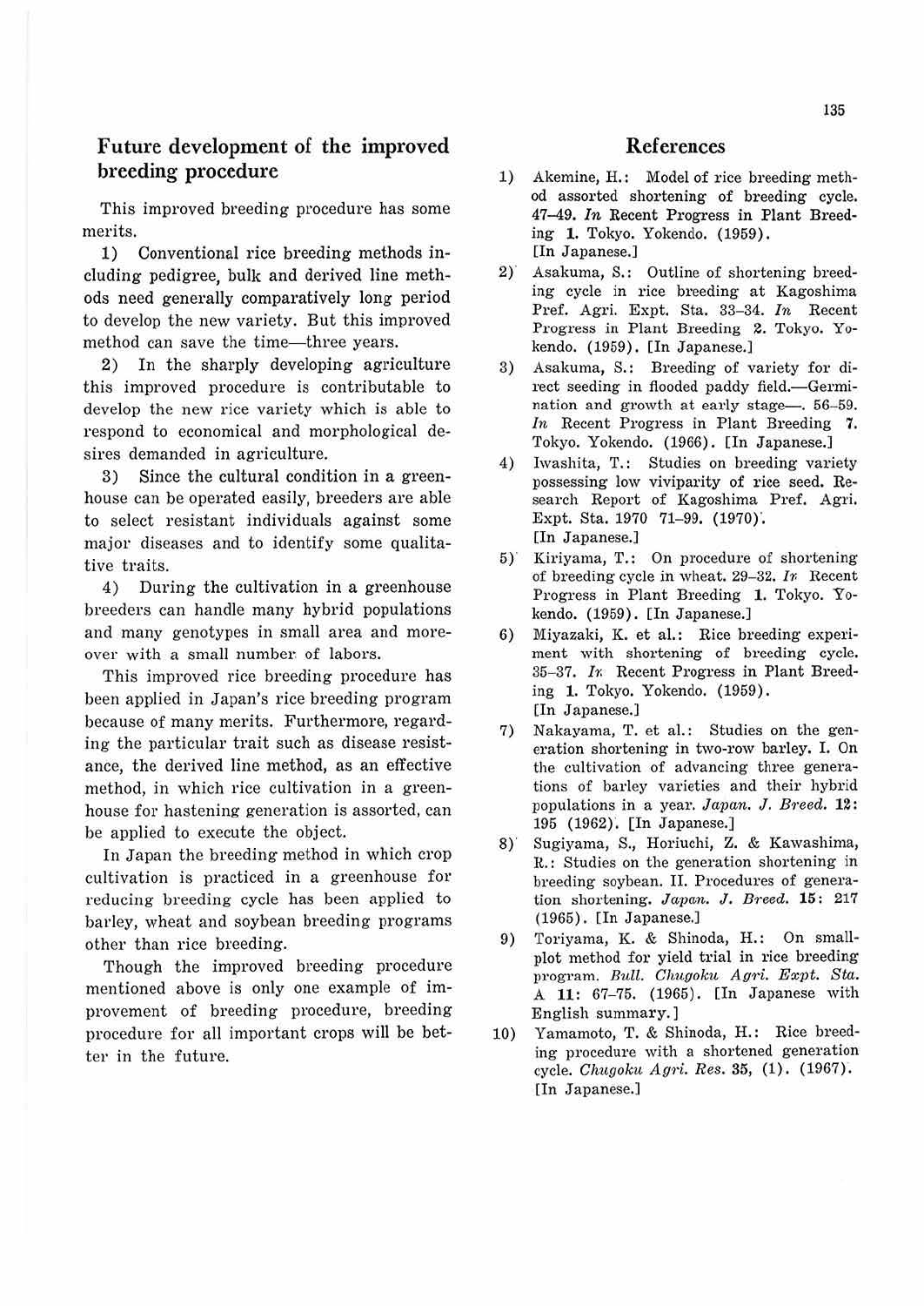## Future development of the improved breeding procedure

This improved breeding procedure has some merits.

1) Conventional rice breeding methods including pedigree, bulk and derived line methods need generally comparatively long period to develop the new variety. But this improved method can save the time—three years.

2) In the sharply developing agriculture this improved procedure is contributable to develop the new rice variety which is able to respond to economical and morphological desires demanded in agriculture.

3) Since the cultural condition in a greenhouse can be operated easily, breeders are able to select resistant individuals against some major diseases and to identify some qualitative traits.

4) During the cultivation in a greenhouse breeders can handle many hybrid populations and many genotypes in small area and moreover with a small number of labors.

This improved rice breeding procedure has been applied in Japan's rice breeding program because of many merits. Furthermore, regarding the particular trait such as disease resistance, the derived line method, as an effective method, in which rice cultivation in a greenhouse for hastening generation is assorted, can be applied to execute the object.

In Japan the breeding method in which crop cultivation is practiced in a greenhouse for reducing breeding cycle has been applied to barley, wheat and soybean breeding programs other than rice breeding.

Though the improved breeding procedure mentioned above is only one example of improvement of breeding procedure, breeding procedure for all important crops will be better in the future.

## References

1) Akemine, H.: Model of rice breeding method assorted shortening of breeding cycle. 47–49. *In* Recent Progress in Plant Breeding **1**. Tokyo. Yokendo. (1959). [In Japanese.]

2) Asakuma, S.: Outline of shortening breeding cycle in rice breeding at Kagoshima Pref. Agri. Expt. Sta. 33–34. *In* Recent Progress in Plant Breeding **2**. Tokyo. Yokendo. (1959). [In Japanese.]

3) Asakuma, S.: Breeding of variety for direct seeding in flooded paddy field.—Germination and growth at early stage—. 56–59. *In* Recent Progress in Plant Breeding **7**. Tokyo. Yokendo. (1966). [In Japanese.]

4) Iwashita, T.: Studies on breeding variety possessing low vivipartiy of rice seed. Research Report of Kagoshima Pref. Agri. Expt. Sta. 1970 71–99. (1970). [In Japanese.]

5) Kiriyama, T.: On procedure of shortening of breeding cycle in wheat. 29–32. *In* Recent Progress in Plant Breeding **1**. Tokyo. Yokendo. (1959). [In Japanese.]

6) Miyazaki, K. et al.: Rice breeding experiment with shortening of breeding cycle. 35–37. *In* Recent Progress in Plant Breeding **1**. Tokyo. Yokendo. (1959). [In Japanese.]

7) Nakayama, T. et al.: Studies on the generation shortening in two-row barley. I. On the cultivation of advancing three generations of barley varieties and their hybrid populations in a year. *Japan. J. Breed.* **12**: 195 (1962). [In Japanese.]

8) Sugiyama, S., Horiuchi, Z. & Kawashima, R.: Studies on the generation shortening in breeding soybean. II. Procedures of generation shortening. *Japan. J. Breed.* **15**: 217 (1965). [In Japanese.]

9) Toriyama, K. & Shinoda, H.: On small-plot method for yield trial in rice breeding program. *Bull. Chugoku Agri. Expt. Sta.* A **11**: 67–75. (1965). [In Japanese with English summary.]

10) Yamamoto, T. & Shinoda, H.: Rice breeding procedure with a shortened generation cycle. *Chugoku Agri. Res.* **35**, (1). (1967). [In Japanese.]